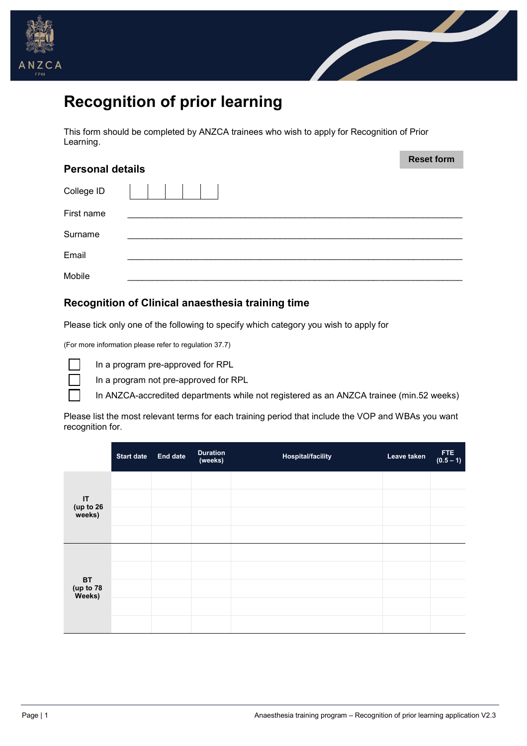# Recognition of prior learning

This form should be completed by ANZCA trainees who wish to apply for Recognition of Prior Learning.

Reset form

## Personal details

College ID

First name ____________________

Surname ____________________

Email ____________________

Mobile ____________________

## Recognition of Clinical anaesthesia training time

Please tick only one of the following to specify which category you wish to apply for

(For more information please refer to regulation 37.7)

- ☐ In a program pre-approved for RPL
- ☐ In a program not pre-approved for RPL
- ☐ In ANZCA-accredited departments while not registered as an ANZCA trainee (min.52 weeks)

Please list the most relevant terms for each training period that include the VOP and WBAs you want recognition for.

| | Start date | End date | Duration (weeks) | Hospital/facility | Leave taken | FTE (0.5 – 1) |
|---|---|---|---|---|---|---|
| IT (up to 26 weeks) | | | | | | |
| | | | | | | |
| | | | | | | |
| | | | | | | |
| BT (up to 78 Weeks) | | | | | | |
| | | | | | | |
| | | | | | | |
| | | | | | | |
| | | | | | | |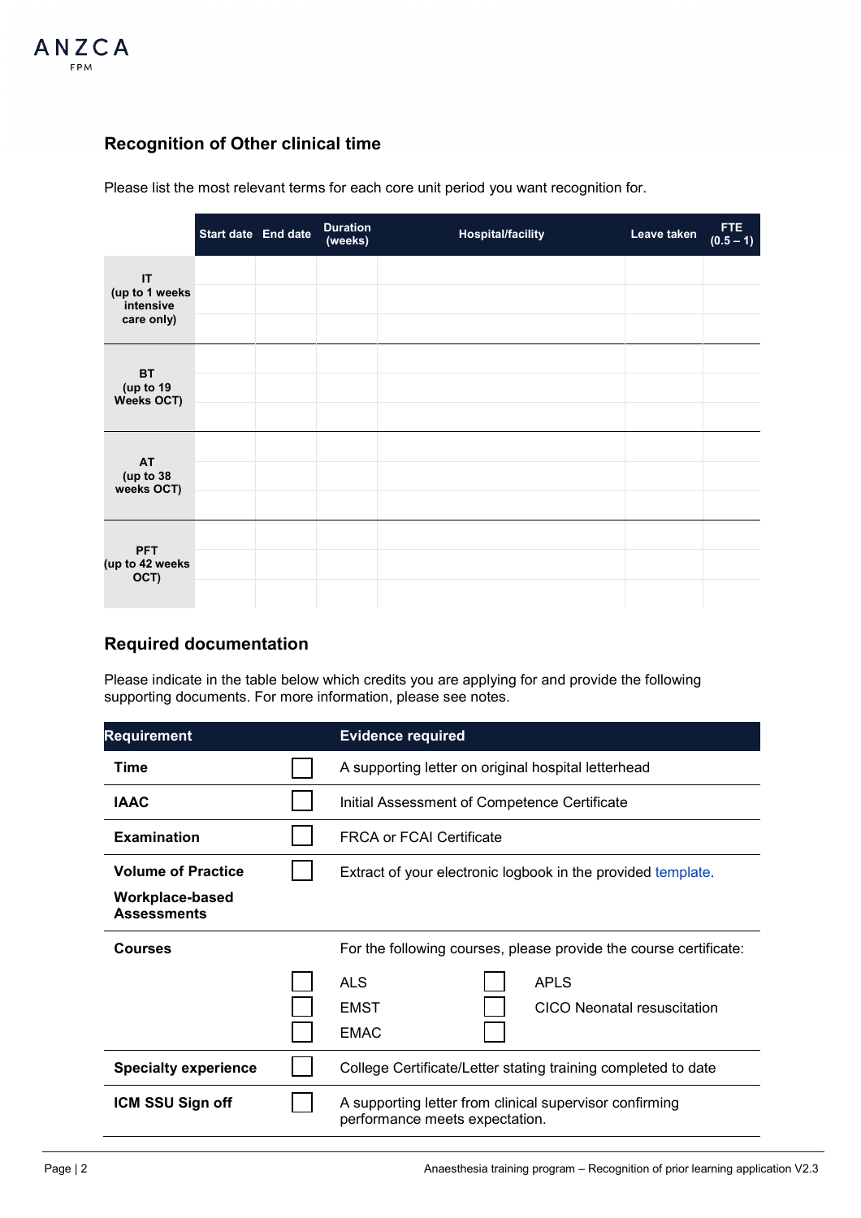## Recognition of Other clinical time

Please list the most relevant terms for each core unit period you want recognition for.

| | Start date | End date | Duration (weeks) | Hospital/facility | Leave taken | FTE (0.5 – 1) |
|---|---|---|---|---|---|---|
| **IT (up to 1 weeks intensive care only)** | | | | | | |
| | | | | | | |
| | | | | | | |
| **BT (up to 19 Weeks OCT)** | | | | | | |
| | | | | | | |
| | | | | | | |
| **AT (up to 38 weeks OCT)** | | | | | | |
| | | | | | | |
| | | | | | | |
| **PFT (up to 42 weeks OCT)** | | | | | | |
| | | | | | | |
| | | | | | | |

## Required documentation

Please indicate in the table below which credits you are applying for and provide the following supporting documents. For more information, please see notes.

| Requirement | | Evidence required | | |
|---|---|---|---|---|
| **Time** | ☐ | A supporting letter on original hospital letterhead | | |
| **IAAC** | ☐ | Initial Assessment of Competence Certificate | | |
| **Examination** | ☐ | FRCA or FCAI Certificate | | |
| **Volume of Practice**<br>**Workplace-based Assessments** | ☐ | Extract of your electronic logbook in the provided template. | | |
| **Courses** | | For the following courses, please provide the course certificate: | | |
| | ☐ | ALS | ☐ | APLS |
| | ☐ | EMST | ☐ | CICO Neonatal resuscitation |
| | ☐ | EMAC | ☐ | |
| **Specialty experience** | ☐ | College Certificate/Letter stating training completed to date | | |
| **ICM SSU Sign off** | ☐ | A supporting letter from clinical supervisor confirming performance meets expectation. | | |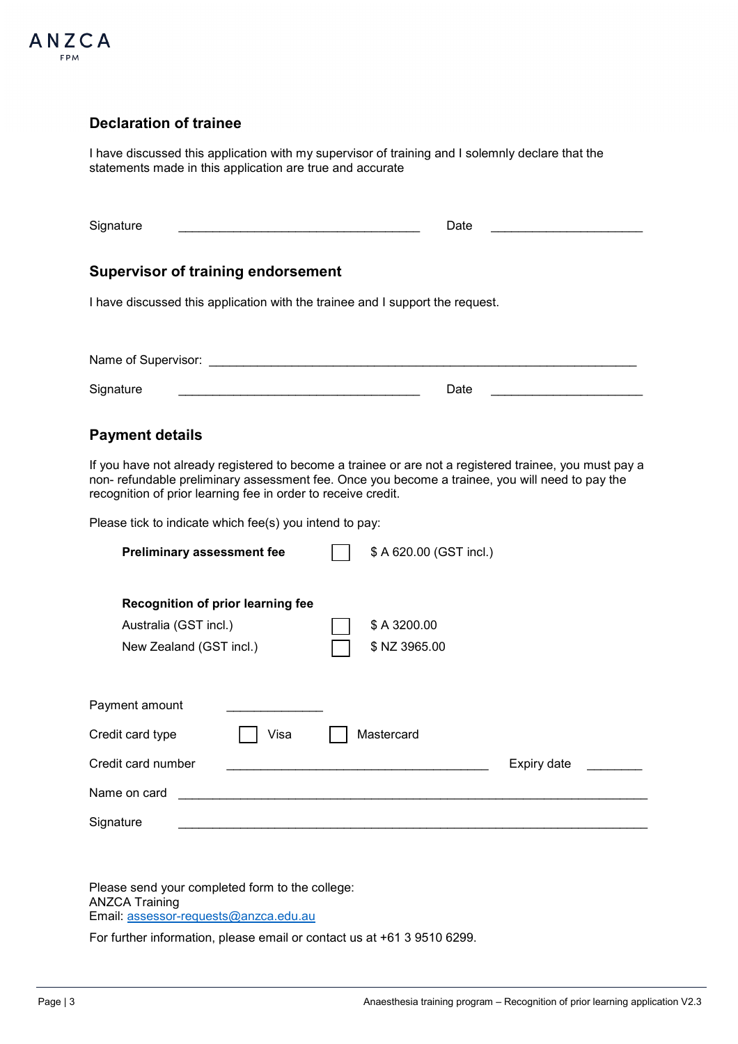## Declaration of trainee

I have discussed this application with my supervisor of training and I solemnly declare that the statements made in this application are true and accurate

Signature ___________________________________ Date ______________________

## Supervisor of training endorsement

I have discussed this application with the trainee and I support the request.

Name of Supervisor: _________________________________________________________________

Signature ___________________________________ Date ______________________

## Payment details

If you have not already registered to become a trainee or are not a registered trainee, you must pay a non- refundable preliminary assessment fee. Once you become a trainee, you will need to pay the recognition of prior learning fee in order to receive credit.

Please tick to indicate which fee(s) you intend to pay:

**Preliminary assessment fee** ☐ $ A 620.00 (GST incl.)

**Recognition of prior learning fee**

Australia (GST incl.) ☐ $ A 3200.00

New Zealand (GST incl.) ☐ $ NZ 3965.00

Payment amount ______________

Credit card type ☐ Visa ☐ Mastercard

Credit card number _______________________________________ Expiry date ________

Name on card _____________________________________________________________________

Signature _____________________________________________________________________

Please send your completed form to the college:
ANZCA Training
Email: assessor-requests@anzca.edu.au

For further information, please email or contact us at +61 3 9510 6299.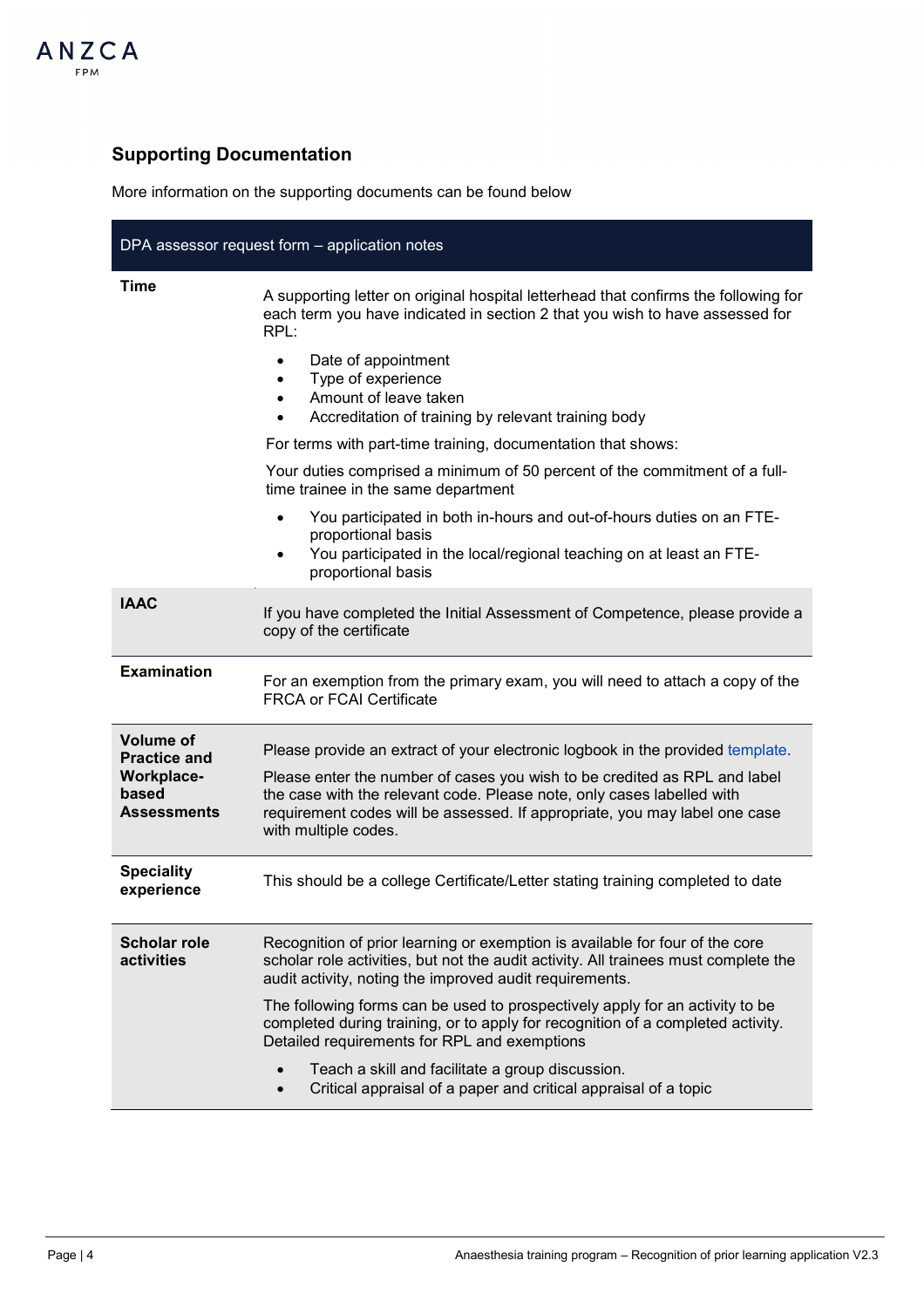## Supporting Documentation

More information on the supporting documents can be found below

| DPA assessor request form – application notes | |
|---|---|
| **Time** | A supporting letter on original hospital letterhead that confirms the following for each term you have indicated in section 2 that you wish to have assessed for RPL:<br>• Date of appointment<br>• Type of experience<br>• Amount of leave taken<br>• Accreditation of training by relevant training body<br>For terms with part-time training, documentation that shows:<br>Your duties comprised a minimum of 50 percent of the commitment of a full-time trainee in the same department<br>• You participated in both in-hours and out-of-hours duties on an FTE-proportional basis<br>• You participated in the local/regional teaching on at least an FTE-proportional basis |
| **IAAC** | If you have completed the Initial Assessment of Competence, please provide a copy of the certificate |
| **Examination** | For an exemption from the primary exam, you will need to attach a copy of the FRCA or FCAI Certificate |
| **Volume of Practice and Workplace-based Assessments** | Please provide an extract of your electronic logbook in the provided template.<br>Please enter the number of cases you wish to be credited as RPL and label the case with the relevant code. Please note, only cases labelled with requirement codes will be assessed. If appropriate, you may label one case with multiple codes. |
| **Speciality experience** | This should be a college Certificate/Letter stating training completed to date |
| **Scholar role activities** | Recognition of prior learning or exemption is available for four of the core scholar role activities, but not the audit activity. All trainees must complete the audit activity, noting the improved audit requirements.<br>The following forms can be used to prospectively apply for an activity to be completed during training, or to apply for recognition of a completed activity. Detailed requirements for RPL and exemptions<br>• Teach a skill and facilitate a group discussion.<br>• Critical appraisal of a paper and critical appraisal of a topic |